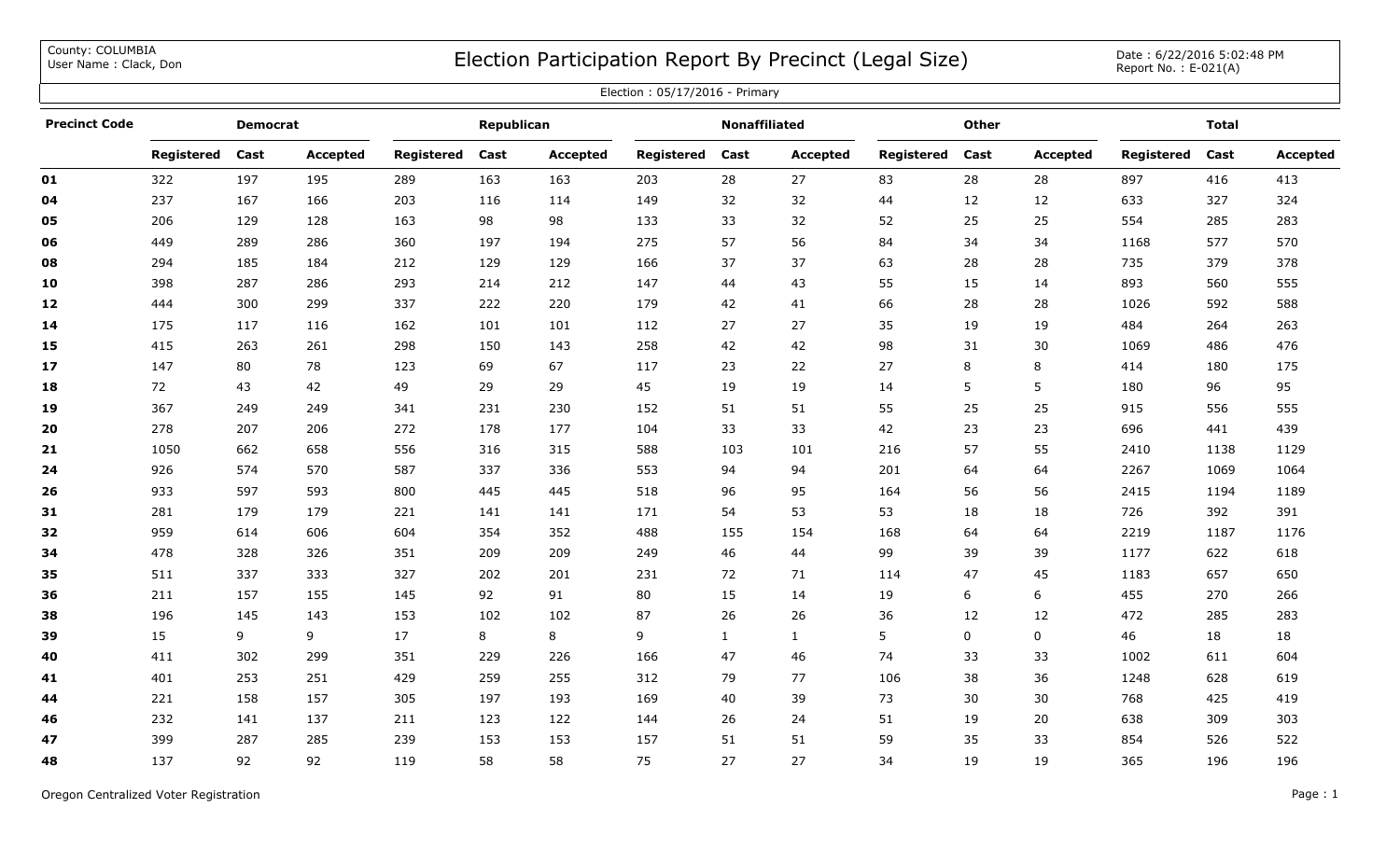County: COLUMBIA
User Name : Clack, Don

# Election Participation Report By Precinct (Legal Size)

Date : 6/22/2016 5:02:48 PM
Report No. : E-021(A)

Election : 05/17/2016 - Primary

| Precinct Code | Democrat | | | Republican | | | Nonaffiliated | | | Other | | | Total | | |
|---|---|---|---|---|---|---|---|---|---|---|---|---|---|---|---|
| | Registered | Cast | Accepted | Registered | Cast | Accepted | Registered | Cast | Accepted | Registered | Cast | Accepted | Registered | Cast | Accepted |
| **01** | 322 | 197 | 195 | 289 | 163 | 163 | 203 | 28 | 27 | 83 | 28 | 28 | 897 | 416 | 413 |
| **04** | 237 | 167 | 166 | 203 | 116 | 114 | 149 | 32 | 32 | 44 | 12 | 12 | 633 | 327 | 324 |
| **05** | 206 | 129 | 128 | 163 | 98 | 98 | 133 | 33 | 32 | 52 | 25 | 25 | 554 | 285 | 283 |
| **06** | 449 | 289 | 286 | 360 | 197 | 194 | 275 | 57 | 56 | 84 | 34 | 34 | 1168 | 577 | 570 |
| **08** | 294 | 185 | 184 | 212 | 129 | 129 | 166 | 37 | 37 | 63 | 28 | 28 | 735 | 379 | 378 |
| **10** | 398 | 287 | 286 | 293 | 214 | 212 | 147 | 44 | 43 | 55 | 15 | 14 | 893 | 560 | 555 |
| **12** | 444 | 300 | 299 | 337 | 222 | 220 | 179 | 42 | 41 | 66 | 28 | 28 | 1026 | 592 | 588 |
| **14** | 175 | 117 | 116 | 162 | 101 | 101 | 112 | 27 | 27 | 35 | 19 | 19 | 484 | 264 | 263 |
| **15** | 415 | 263 | 261 | 298 | 150 | 143 | 258 | 42 | 42 | 98 | 31 | 30 | 1069 | 486 | 476 |
| **17** | 147 | 80 | 78 | 123 | 69 | 67 | 117 | 23 | 22 | 27 | 8 | 8 | 414 | 180 | 175 |
| **18** | 72 | 43 | 42 | 49 | 29 | 29 | 45 | 19 | 19 | 14 | 5 | 5 | 180 | 96 | 95 |
| **19** | 367 | 249 | 249 | 341 | 231 | 230 | 152 | 51 | 51 | 55 | 25 | 25 | 915 | 556 | 555 |
| **20** | 278 | 207 | 206 | 272 | 178 | 177 | 104 | 33 | 33 | 42 | 23 | 23 | 696 | 441 | 439 |
| **21** | 1050 | 662 | 658 | 556 | 316 | 315 | 588 | 103 | 101 | 216 | 57 | 55 | 2410 | 1138 | 1129 |
| **24** | 926 | 574 | 570 | 587 | 337 | 336 | 553 | 94 | 94 | 201 | 64 | 64 | 2267 | 1069 | 1064 |
| **26** | 933 | 597 | 593 | 800 | 445 | 445 | 518 | 96 | 95 | 164 | 56 | 56 | 2415 | 1194 | 1189 |
| **31** | 281 | 179 | 179 | 221 | 141 | 141 | 171 | 54 | 53 | 53 | 18 | 18 | 726 | 392 | 391 |
| **32** | 959 | 614 | 606 | 604 | 354 | 352 | 488 | 155 | 154 | 168 | 64 | 64 | 2219 | 1187 | 1176 |
| **34** | 478 | 328 | 326 | 351 | 209 | 209 | 249 | 46 | 44 | 99 | 39 | 39 | 1177 | 622 | 618 |
| **35** | 511 | 337 | 333 | 327 | 202 | 201 | 231 | 72 | 71 | 114 | 47 | 45 | 1183 | 657 | 650 |
| **36** | 211 | 157 | 155 | 145 | 92 | 91 | 80 | 15 | 14 | 19 | 6 | 6 | 455 | 270 | 266 |
| **38** | 196 | 145 | 143 | 153 | 102 | 102 | 87 | 26 | 26 | 36 | 12 | 12 | 472 | 285 | 283 |
| **39** | 15 | 9 | 9 | 17 | 8 | 8 | 9 | 1 | 1 | 5 | 0 | 0 | 46 | 18 | 18 |
| **40** | 411 | 302 | 299 | 351 | 229 | 226 | 166 | 47 | 46 | 74 | 33 | 33 | 1002 | 611 | 604 |
| **41** | 401 | 253 | 251 | 429 | 259 | 255 | 312 | 79 | 77 | 106 | 38 | 36 | 1248 | 628 | 619 |
| **44** | 221 | 158 | 157 | 305 | 197 | 193 | 169 | 40 | 39 | 73 | 30 | 30 | 768 | 425 | 419 |
| **46** | 232 | 141 | 137 | 211 | 123 | 122 | 144 | 26 | 24 | 51 | 19 | 20 | 638 | 309 | 303 |
| **47** | 399 | 287 | 285 | 239 | 153 | 153 | 157 | 51 | 51 | 59 | 35 | 33 | 854 | 526 | 522 |
| **48** | 137 | 92 | 92 | 119 | 58 | 58 | 75 | 27 | 27 | 34 | 19 | 19 | 365 | 196 | 196 |

Oregon Centralized Voter Registration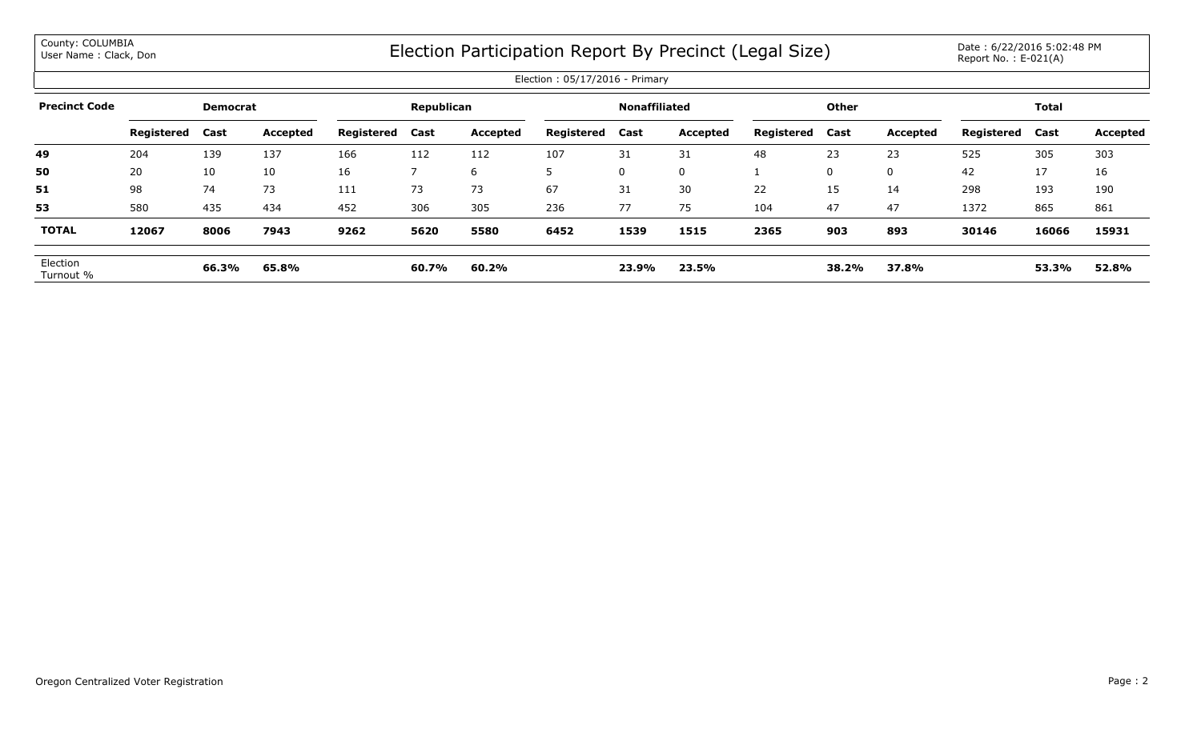County: COLUMBIA
User Name : Clack, Don

# Election Participation Report By Precinct (Legal Size)

Date : 6/22/2016 5:02:48 PM
Report No. : E-021(A)

Election : 05/17/2016 - Primary

| Precinct Code | Democrat | | | Republican | | | Nonaffiliated | | | Other | | | Total | | |
|---|---|---|---|---|---|---|---|---|---|---|---|---|---|---|---|
| | **Registered** | **Cast** | **Accepted** | **Registered** | **Cast** | **Accepted** | **Registered** | **Cast** | **Accepted** | **Registered** | **Cast** | **Accepted** | **Registered** | **Cast** | **Accepted** |
| **49** | 204 | 139 | 137 | 166 | 112 | 112 | 107 | 31 | 31 | 48 | 23 | 23 | 525 | 305 | 303 |
| **50** | 20 | 10 | 10 | 16 | 7 | 6 | 5 | 0 | 0 | 1 | 0 | 0 | 42 | 17 | 16 |
| **51** | 98 | 74 | 73 | 111 | 73 | 73 | 67 | 31 | 30 | 22 | 15 | 14 | 298 | 193 | 190 |
| **53** | 580 | 435 | 434 | 452 | 306 | 305 | 236 | 77 | 75 | 104 | 47 | 47 | 1372 | 865 | 861 |
| **TOTAL** | **12067** | **8006** | **7943** | **9262** | **5620** | **5580** | **6452** | **1539** | **1515** | **2365** | **903** | **893** | **30146** | **16066** | **15931** |
| Election Turnout % | | **66.3%** | **65.8%** | | **60.7%** | **60.2%** | | **23.9%** | **23.5%** | | **38.2%** | **37.8%** | | **53.3%** | **52.8%** |

Oregon Centralized Voter Registration